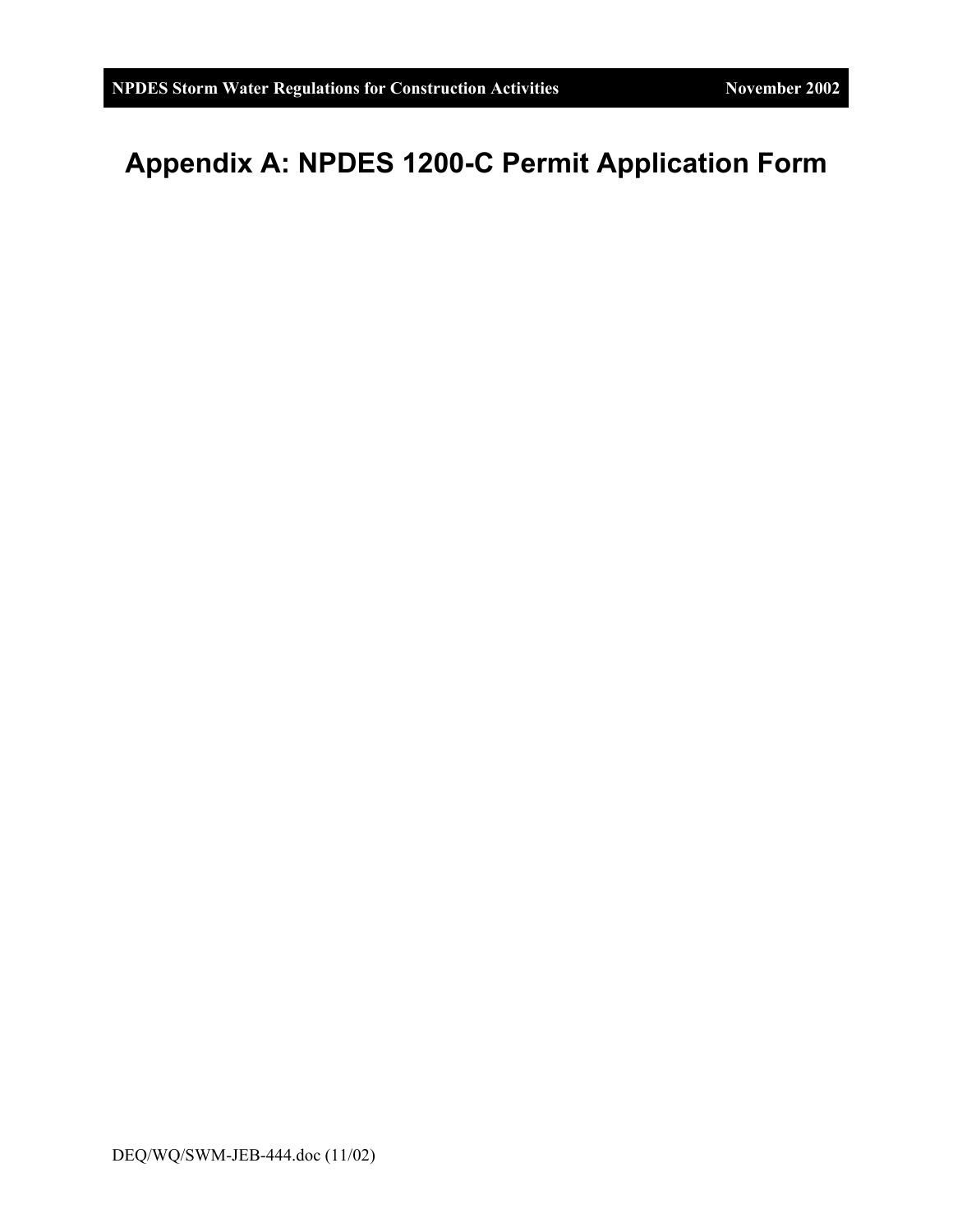# Appendix A: NPDES 1200-C Permit Application Form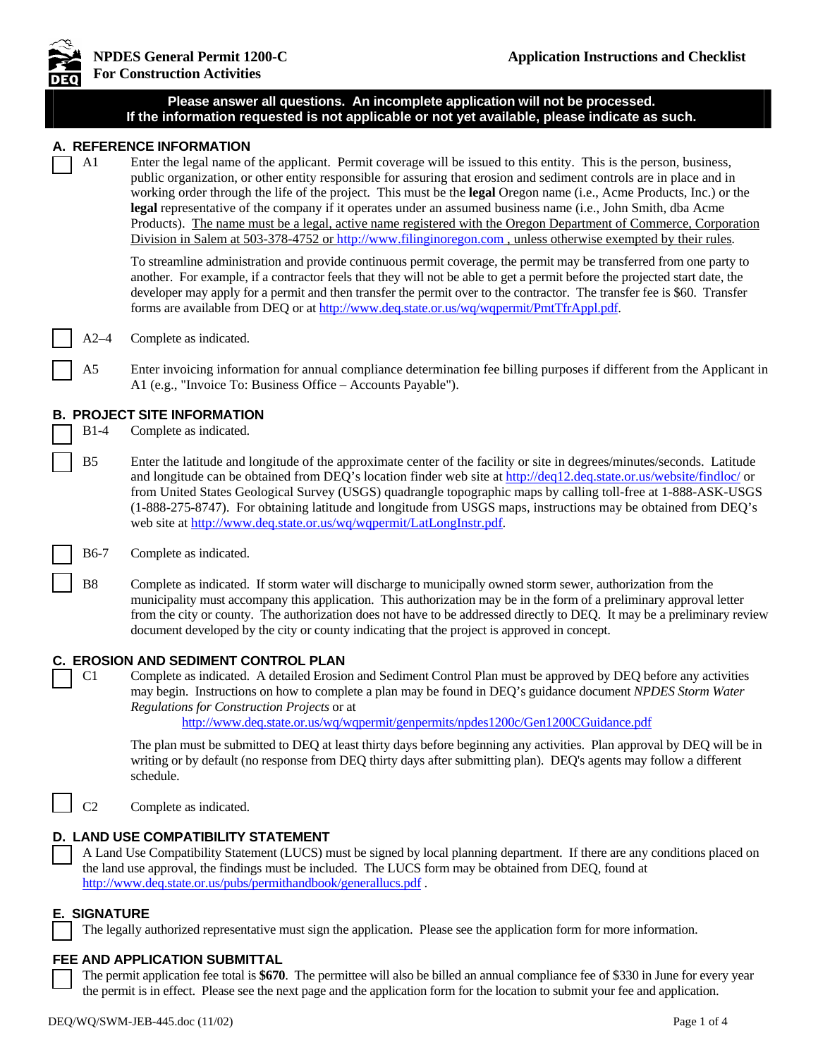**NPDES General Permit 1200-C**
**For Construction Activities**

**Application Instructions and Checklist**

**Please answer all questions. An incomplete application will not be processed.**
**If the information requested is not applicable or not yet available, please indicate as such.**

## A. REFERENCE INFORMATION

☐ A1 Enter the legal name of the applicant. Permit coverage will be issued to this entity. This is the person, business, public organization, or other entity responsible for assuring that erosion and sediment controls are in place and in working order through the life of the project. This must be the **legal** Oregon name (i.e., Acme Products, Inc.) or the **legal** representative of the company if it operates under an assumed business name (i.e., John Smith, dba Acme Products). The name must be a legal, active name registered with the Oregon Department of Commerce, Corporation Division in Salem at 503-378-4752 or http://www.filinginoregon.com , unless otherwise exempted by their rules.

To streamline administration and provide continuous permit coverage, the permit may be transferred from one party to another. For example, if a contractor feels that they will not be able to get a permit before the projected start date, the developer may apply for a permit and then transfer the permit over to the contractor. The transfer fee is $60. Transfer forms are available from DEQ or at http://www.deq.state.or.us/wq/wqpermit/PmtTfrAppl.pdf.

☐ A2–4 Complete as indicated.

☐ A5 Enter invoicing information for annual compliance determination fee billing purposes if different from the Applicant in A1 (e.g., "Invoice To: Business Office – Accounts Payable").

## B. PROJECT SITE INFORMATION

☐ B1-4 Complete as indicated.

☐ B5 Enter the latitude and longitude of the approximate center of the facility or site in degrees/minutes/seconds. Latitude and longitude can be obtained from DEQ's location finder web site at http://deq12.deq.state.or.us/website/findloc/ or from United States Geological Survey (USGS) quadrangle topographic maps by calling toll-free at 1-888-ASK-USGS (1-888-275-8747). For obtaining latitude and longitude from USGS maps, instructions may be obtained from DEQ's web site at http://www.deq.state.or.us/wq/wqpermit/LatLongInstr.pdf.

☐ B6-7 Complete as indicated.

☐ B8 Complete as indicated. If storm water will discharge to municipally owned storm sewer, authorization from the municipality must accompany this application. This authorization may be in the form of a preliminary approval letter from the city or county. The authorization does not have to be addressed directly to DEQ. It may be a preliminary review document developed by the city or county indicating that the project is approved in concept.

## C. EROSION AND SEDIMENT CONTROL PLAN

☐ C1 Complete as indicated. A detailed Erosion and Sediment Control Plan must be approved by DEQ before any activities may begin. Instructions on how to complete a plan may be found in DEQ's guidance document *NPDES Storm Water Regulations for Construction Projects* or at http://www.deq.state.or.us/wq/wqpermit/genpermits/npdes1200c/Gen1200CGuidance.pdf

The plan must be submitted to DEQ at least thirty days before beginning any activities. Plan approval by DEQ will be in writing or by default (no response from DEQ thirty days after submitting plan). DEQ's agents may follow a different schedule.

☐ C2 Complete as indicated.

## D. LAND USE COMPATIBILITY STATEMENT

☐ A Land Use Compatibility Statement (LUCS) must be signed by local planning department. If there are any conditions placed on the land use approval, the findings must be included. The LUCS form may be obtained from DEQ, found at http://www.deq.state.or.us/pubs/permithandbook/generallucs.pdf .

## E. SIGNATURE

☐ The legally authorized representative must sign the application. Please see the application form for more information.

## FEE AND APPLICATION SUBMITTAL

☐ The permit application fee total is **$670**. The permittee will also be billed an annual compliance fee of $330 in June for every year the permit is in effect. Please see the next page and the application form for the location to submit your fee and application.

DEQ/WQ/SWM-JEB-445.doc (11/02)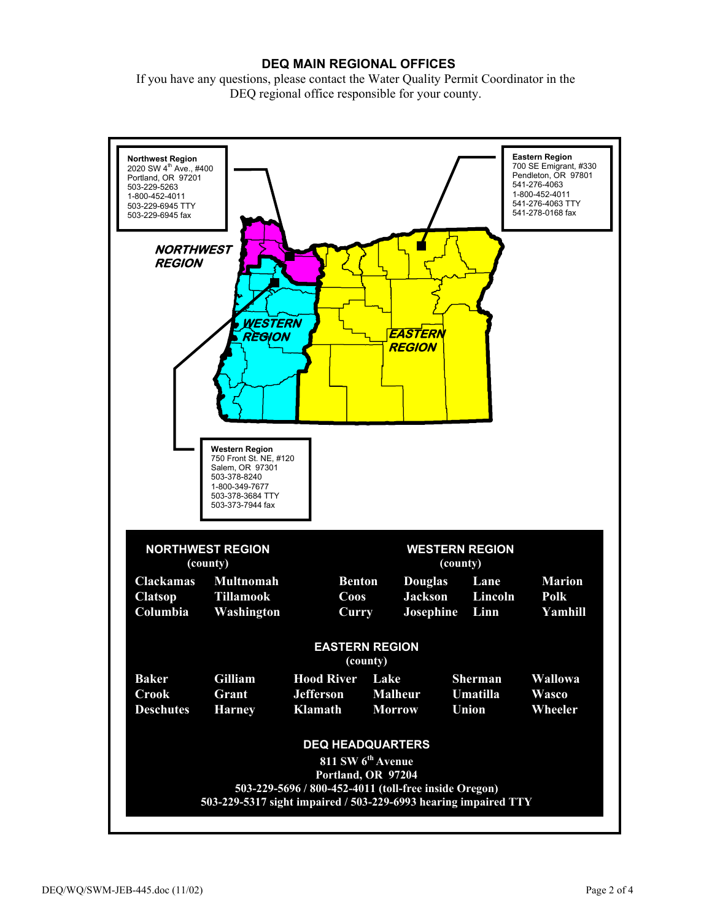# DEQ MAIN REGIONAL OFFICES

If you have any questions, please contact the Water Quality Permit Coordinator in the DEQ regional office responsible for your county.

**Northwest Region**
2020 SW 4th Ave., #400
Portland, OR 97201
503-229-5263
1-800-452-4011
503-229-6945 TTY
503-229-6945 fax

**Eastern Region**
700 SE Emigrant, #330
Pendleton, OR 97801
541-276-4063
1-800-452-4011
541-276-4063 TTY
541-278-0168 fax

**Western Region**
750 Front St. NE, #120
Salem, OR 97301
503-378-8240
1-800-349-7677
503-378-3684 TTY
503-373-7944 fax

NORTHWEST REGION

WESTERN REGION

EASTERN REGION

## NORTHWEST REGION (county)

| | |
|---|---|
| Clackamas | Multnomah |
| Clatsop | Tillamook |
| Columbia | Washington |

## WESTERN REGION (county)

| | | | |
|---|---|---|---|
| Benton | Douglas | Lane | Marion |
| Coos | Jackson | Lincoln | Polk |
| Curry | Josephine | Linn | Yamhill |

## EASTERN REGION (county)

| | | | | | |
|---|---|---|---|---|---|
| Baker | Gilliam | Hood River | Lake | Sherman | Wallowa |
| Crook | Grant | Jefferson | Malheur | Umatilla | Wasco |
| Deschutes | Harney | Klamath | Morrow | Union | Wheeler |

## DEQ HEADQUARTERS

**811 SW 6th Avenue**
**Portland, OR 97204**
**503-229-5696 / 800-452-4011 (toll-free inside Oregon)**
**503-229-5317 sight impaired / 503-229-6993 hearing impaired TTY**

DEQ/WQ/SWM-JEB-445.doc (11/02)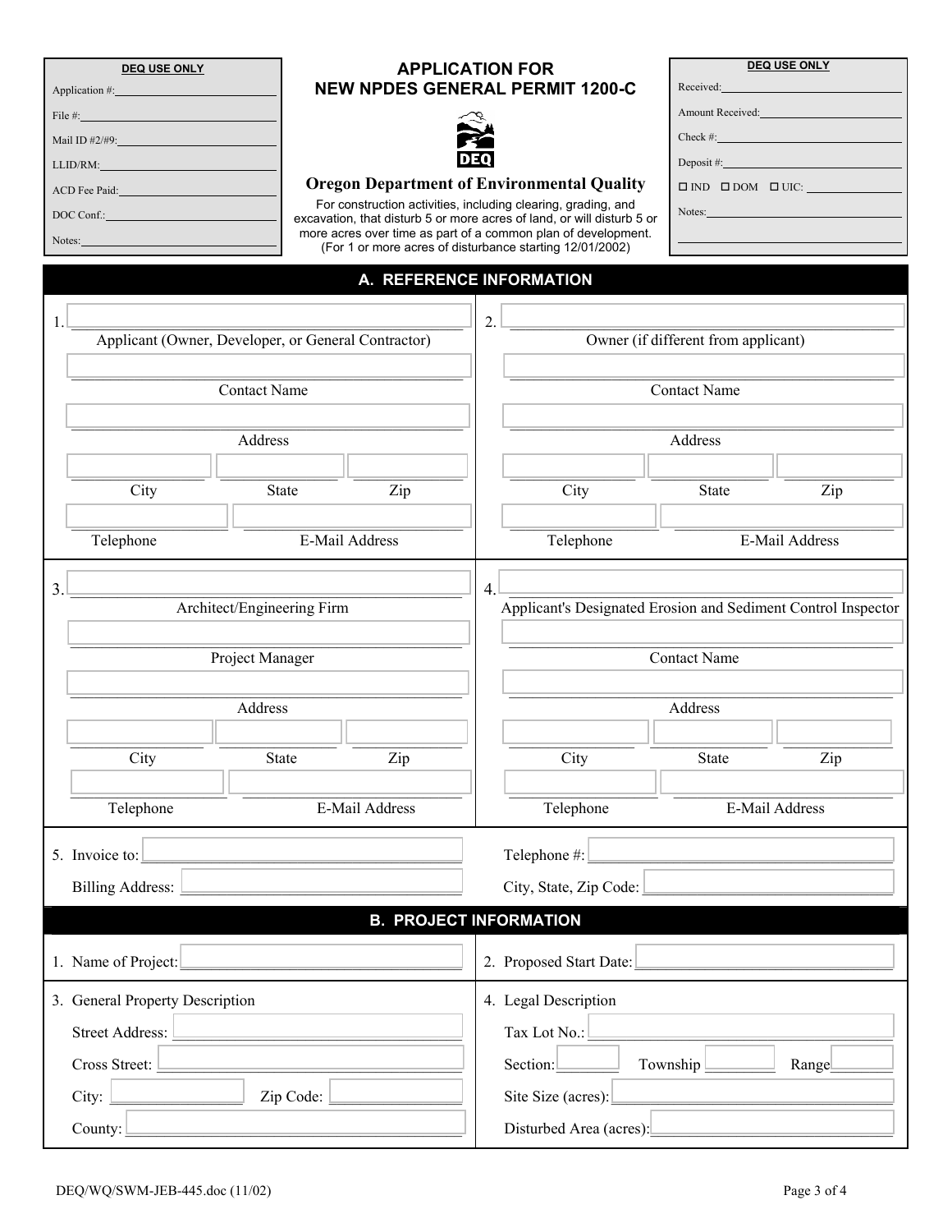| DEQ USE ONLY |
| --- |
| Application #: |
| File #: |
| Mail ID #2/#9: |
| LLID/RM: |
| ACD Fee Paid: |
| DOC Conf.: |
| Notes: |

# APPLICATION FOR NEW NPDES GENERAL PERMIT 1200-C

**Oregon Department of Environmental Quality**

For construction activities, including clearing, grading, and excavation, that disturb 5 or more acres of land, or will disturb 5 or more acres over time as part of a common plan of development. (For 1 or more acres of disturbance starting 12/01/2002)

| DEQ USE ONLY |
| --- |
| Received: |
| Amount Received: |
| Check #: |
| Deposit #: |
| ☐ IND ☐ DOM ☐ UIC: |
| Notes: |

## A. REFERENCE INFORMATION

1. ______________________
Applicant (Owner, Developer, or General Contractor)
______________________
Contact Name
______________________
Address
City ______ State ______ Zip ______
Telephone ______ E-Mail Address ______

2. ______________________
Owner (if different from applicant)
______________________
Contact Name
______________________
Address
City ______ State ______ Zip ______
Telephone ______ E-Mail Address ______

3. ______________________
Architect/Engineering Firm
______________________
Project Manager
______________________
Address
City ______ State ______ Zip ______
Telephone ______ E-Mail Address ______

4. ______________________
Applicant's Designated Erosion and Sediment Control Inspector
______________________
Contact Name
______________________
Address
City ______ State ______ Zip ______
Telephone ______ E-Mail Address ______

5. Invoice to: ______________________ Telephone #: ______________________

Billing Address: ______________________ City, State, Zip Code: ______________________

## B. PROJECT INFORMATION

1. Name of Project: ______________________

2. Proposed Start Date: ______________________

3. General Property Description
   - Street Address: ______________________
   - Cross Street: ______________________
   - City: ______________ Zip Code: ______________
   - County: ______________________

4. Legal Description
   - Tax Lot No.: ______________________
   - Section: ________ Township ________ Range ________
   - Site Size (acres): ______________________
   - Disturbed Area (acres): ______________________

DEQ/WQ/SWM-JEB-445.doc (11/02)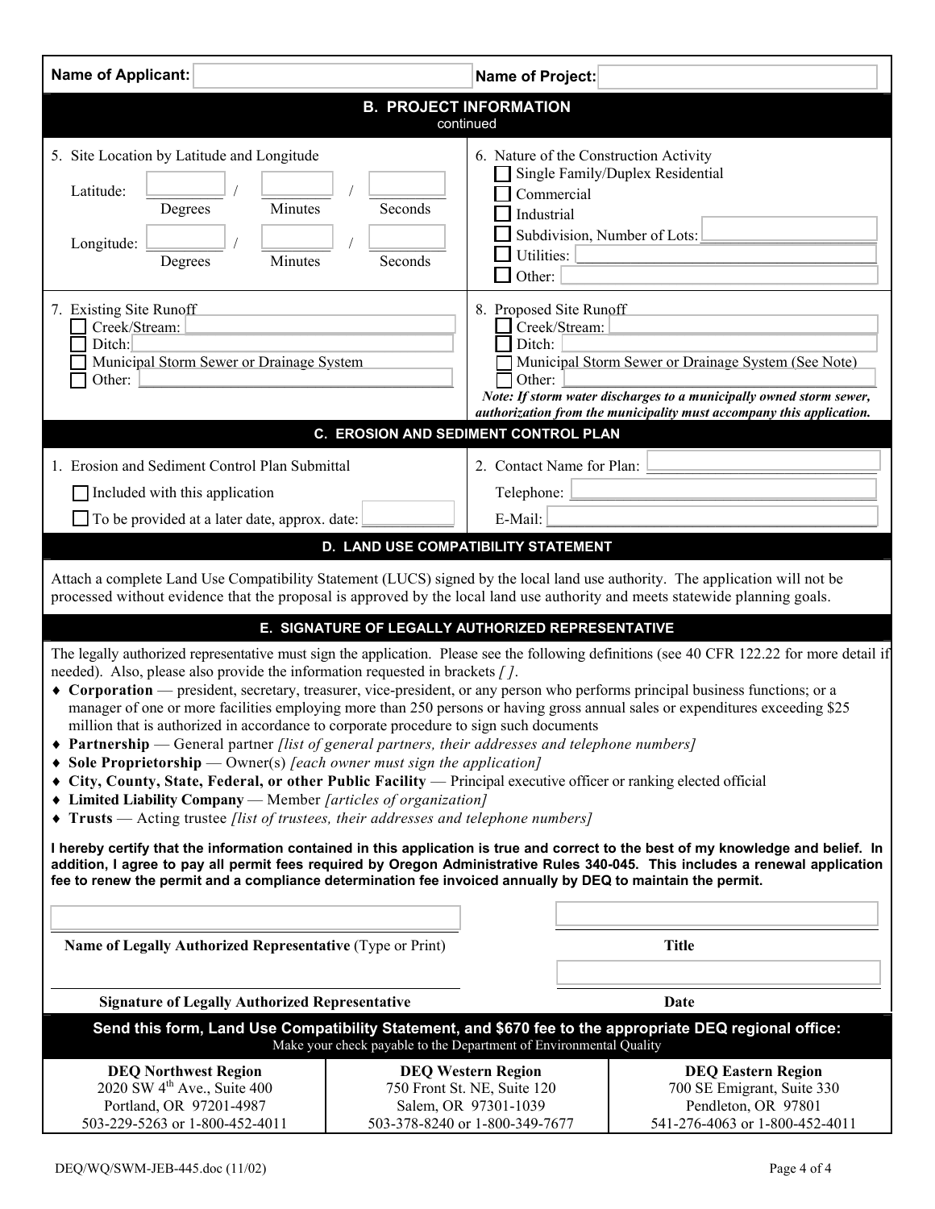**Name of Applicant:** ____________________ **Name of Project:** ____________________

## B. PROJECT INFORMATION

continued

5. Site Location by Latitude and Longitude

Latitude: ______ / ______ / ______
Degrees Minutes Seconds

Longitude: ______ / ______ / ______
Degrees Minutes Seconds

6. Nature of the Construction Activity

- ☐ Single Family/Duplex Residential
- ☐ Commercial
- ☐ Industrial
- ☐ Subdivision, Number of Lots: ______
- ☐ Utilities: ______
- ☐ Other: ______

7. Existing Site Runoff

- ☐ Creek/Stream: ______
- ☐ Ditch: ______
- ☐ Municipal Storm Sewer or Drainage System
- ☐ Other: ______

8. Proposed Site Runoff

- ☐ Creek/Stream: ______
- ☐ Ditch: ______
- ☐ Municipal Storm Sewer or Drainage System (See Note)
- ☐ Other: ______

***Note: If storm water discharges to a municipally owned storm sewer, authorization from the municipality must accompany this application.***

## C. EROSION AND SEDIMENT CONTROL PLAN

1. Erosion and Sediment Control Plan Submittal

- ☐ Included with this application
- ☐ To be provided at a later date, approx. date: ______

2. Contact Name for Plan: ______

Telephone: ______

E-Mail: ______

## D. LAND USE COMPATIBILITY STATEMENT

Attach a complete Land Use Compatibility Statement (LUCS) signed by the local land use authority. The application will not be processed without evidence that the proposal is approved by the local land use authority and meets statewide planning goals.

## E. SIGNATURE OF LEGALLY AUTHORIZED REPRESENTATIVE

The legally authorized representative must sign the application. Please see the following definitions (see 40 CFR 122.22 for more detail if needed). Also, please also provide the information requested in brackets *[ ]*.

- **Corporation** — president, secretary, treasurer, vice-president, or any person who performs principal business functions; or a manager of one or more facilities employing more than 250 persons or having gross annual sales or expenditures exceeding $25 million that is authorized in accordance to corporate procedure to sign such documents
- **Partnership** — General partner *[list of general partners, their addresses and telephone numbers]*
- **Sole Proprietorship** — Owner(s) *[each owner must sign the application]*
- **City, County, State, Federal, or other Public Facility** — Principal executive officer or ranking elected official
- **Limited Liability Company** — Member *[articles of organization]*
- **Trusts** — Acting trustee *[list of trustees, their addresses and telephone numbers]*

**I hereby certify that the information contained in this application is true and correct to the best of my knowledge and belief. In addition, I agree to pay all permit fees required by Oregon Administrative Rules 340-045. This includes a renewal application fee to renew the permit and a compliance determination fee invoiced annually by DEQ to maintain the permit.**

______________________________ ______________________________
**Name of Legally Authorized Representative** (Type or Print) **Title**

______________________________ ______________________________
**Signature of Legally Authorized Representative** **Date**

**Send this form, Land Use Compatibility Statement, and $670 fee to the appropriate DEQ regional office:**

Make your check payable to the Department of Environmental Quality

| DEQ Northwest Region | DEQ Western Region | DEQ Eastern Region |
|---|---|---|
| 2020 SW 4th Ave., Suite 400 | 750 Front St. NE, Suite 120 | 700 SE Emigrant, Suite 330 |
| Portland, OR 97201-4987 | Salem, OR 97301-1039 | Pendleton, OR 97801 |
| 503-229-5263 or 1-800-452-4011 | 503-378-8240 or 1-800-349-7677 | 541-276-4063 or 1-800-452-4011 |

DEQ/WQ/SWM-JEB-445.doc (11/02)